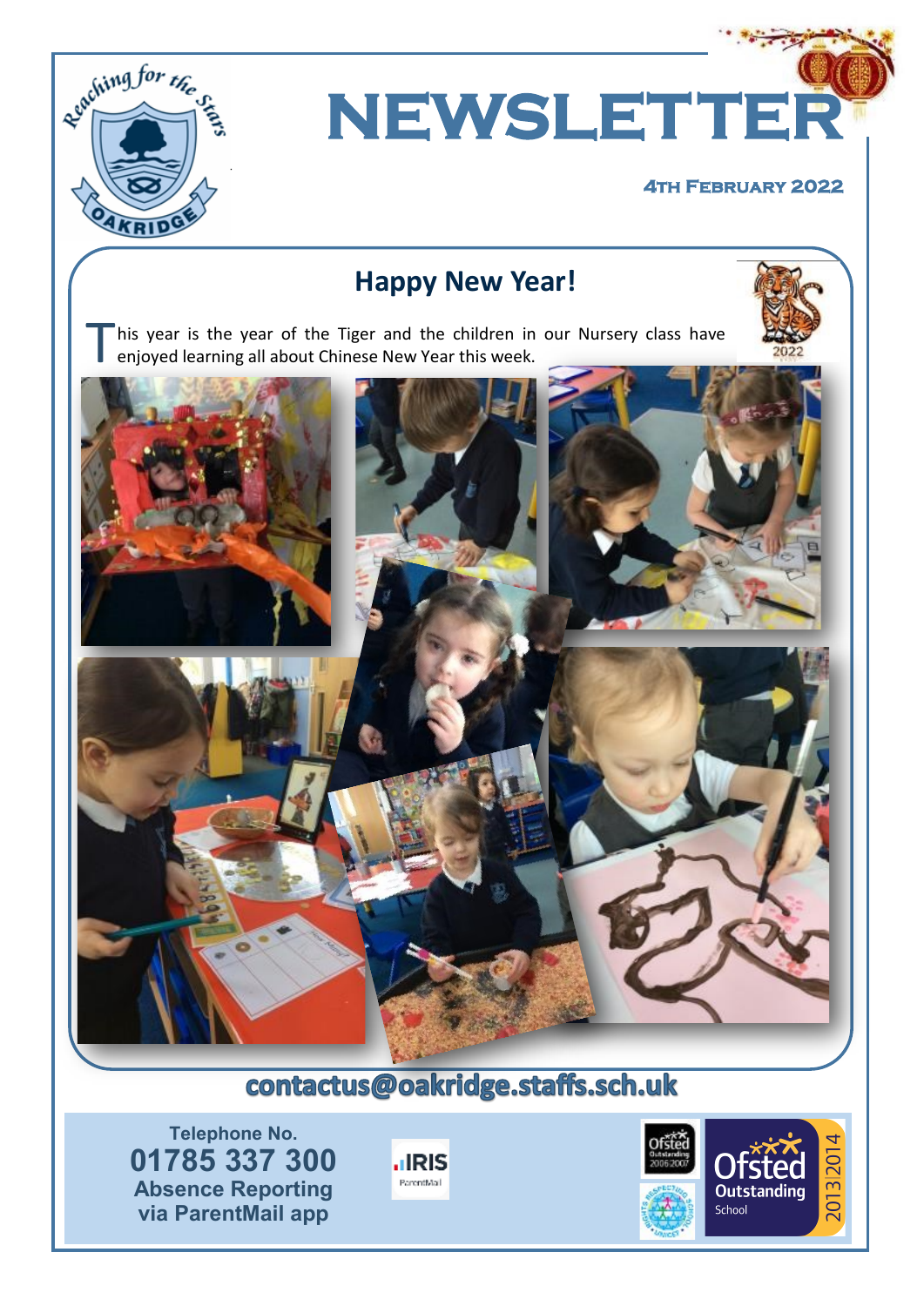Reaching for the Stars

OAKRIDGE

# NEWSLETTER

**4th February 2022**

## Happy New Year!

This year is the year of the Tiger and the children in our Nursery class have enjoyed learning all about Chinese New Year this week.

**contactus@oakridge.staffs.sch.uk**

Telephone No.
**01785 337 300**
**Absence Reporting via ParentMail app**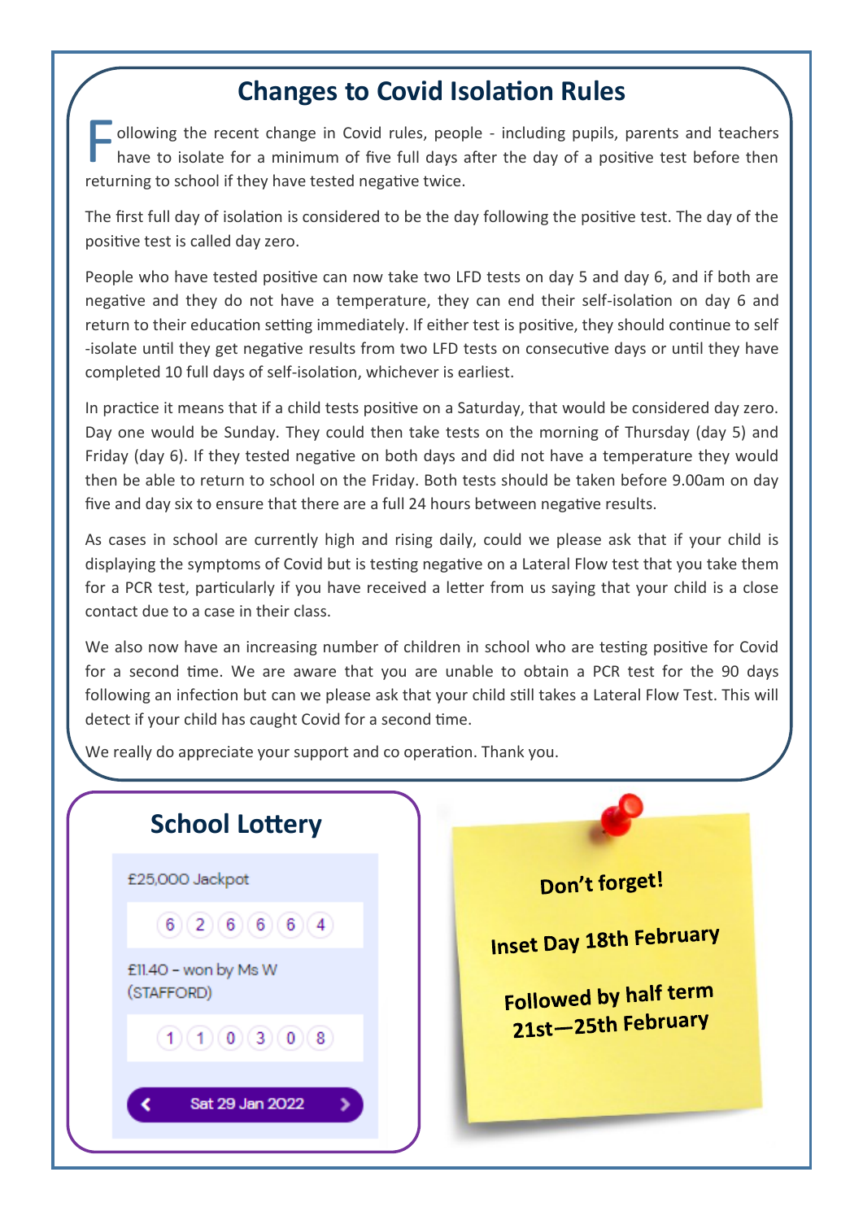## Changes to Covid Isolation Rules

Following the recent change in Covid rules, people - including pupils, parents and teachers have to isolate for a minimum of five full days after the day of a positive test before then returning to school if they have tested negative twice.

The first full day of isolation is considered to be the day following the positive test. The day of the positive test is called day zero.

People who have tested positive can now take two LFD tests on day 5 and day 6, and if both are negative and they do not have a temperature, they can end their self-isolation on day 6 and return to their education setting immediately. If either test is positive, they should continue to self -isolate until they get negative results from two LFD tests on consecutive days or until they have completed 10 full days of self-isolation, whichever is earliest.

In practice it means that if a child tests positive on a Saturday, that would be considered day zero. Day one would be Sunday. They could then take tests on the morning of Thursday (day 5) and Friday (day 6). If they tested negative on both days and did not have a temperature they would then be able to return to school on the Friday. Both tests should be taken before 9.00am on day five and day six to ensure that there are a full 24 hours between negative results.

As cases in school are currently high and rising daily, could we please ask that if your child is displaying the symptoms of Covid but is testing negative on a Lateral Flow test that you take them for a PCR test, particularly if you have received a letter from us saying that your child is a close contact due to a case in their class.

We also now have an increasing number of children in school who are testing positive for Covid for a second time. We are aware that you are unable to obtain a PCR test for the 90 days following an infection but can we please ask that your child still takes a Lateral Flow Test. This will detect if your child has caught Covid for a second time.

We really do appreciate your support and co operation. Thank you.

## School Lottery

£25,000 Jackpot

6 2 6 6 6 4

£11.40 – won by Ms W (STAFFORD)

1 1 0 3 0 8

Sat 29 Jan 2022

**Don't forget!**

**Inset Day 18th February**

**Followed by half term 21st—25th February**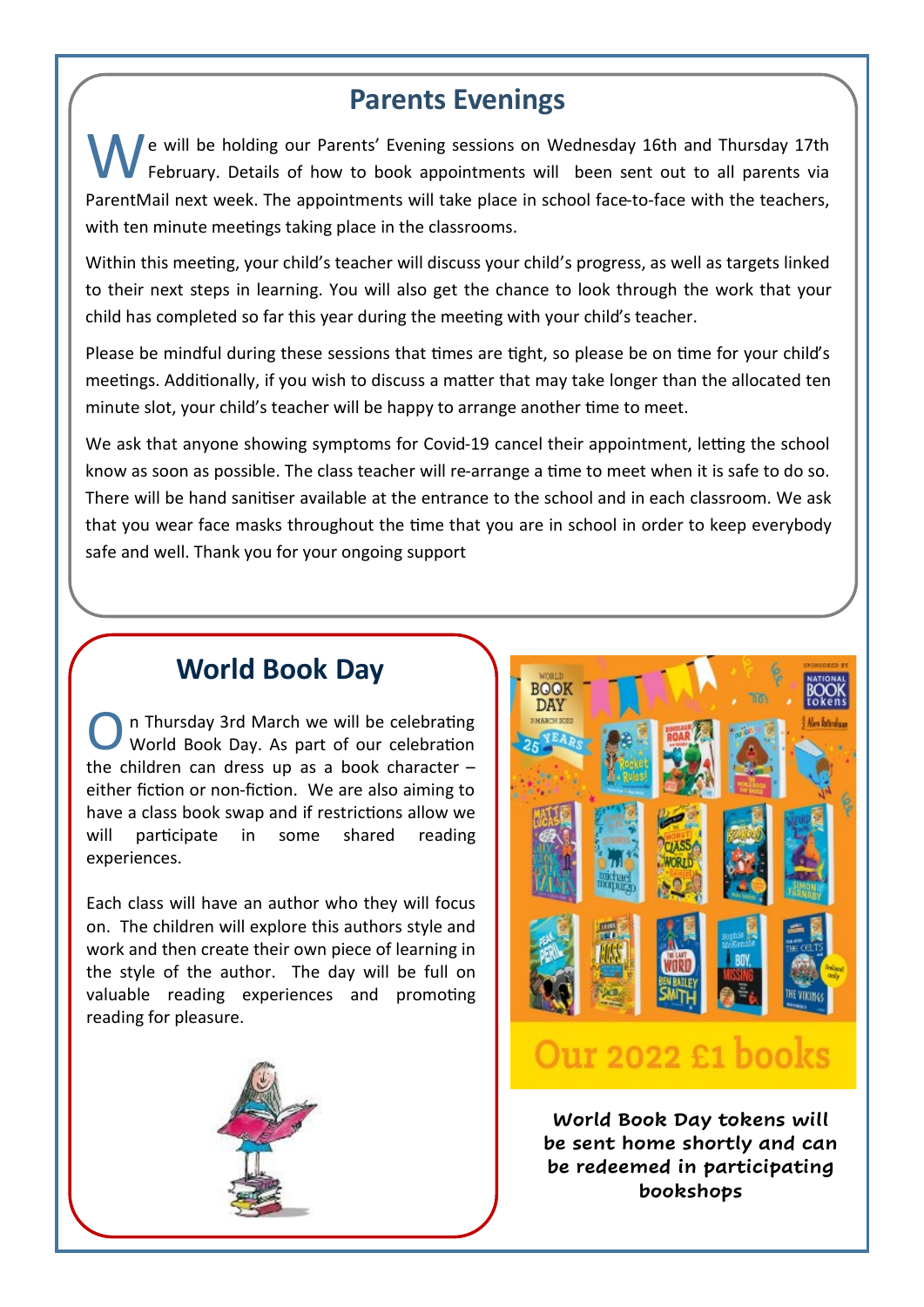## Parents Evenings

We will be holding our Parents' Evening sessions on Wednesday 16th and Thursday 17th February. Details of how to book appointments will been sent out to all parents via ParentMail next week. The appointments will take place in school face-to-face with the teachers, with ten minute meetings taking place in the classrooms.

Within this meeting, your child's teacher will discuss your child's progress, as well as targets linked to their next steps in learning. You will also get the chance to look through the work that your child has completed so far this year during the meeting with your child's teacher.

Please be mindful during these sessions that times are tight, so please be on time for your child's meetings. Additionally, if you wish to discuss a matter that may take longer than the allocated ten minute slot, your child's teacher will be happy to arrange another time to meet.

We ask that anyone showing symptoms for Covid-19 cancel their appointment, letting the school know as soon as possible. The class teacher will re-arrange a time to meet when it is safe to do so. There will be hand sanitiser available at the entrance to the school and in each classroom. We ask that you wear face masks throughout the time that you are in school in order to keep everybody safe and well. Thank you for your ongoing support

## World Book Day

On Thursday 3rd March we will be celebrating World Book Day. As part of our celebration the children can dress up as a book character – either fiction or non-fiction. We are also aiming to have a class book swap and if restrictions allow we will participate in some shared reading experiences.

Each class will have an author who they will focus on. The children will explore this authors style and work and then create their own piece of learning in the style of the author. The day will be full on valuable reading experiences and promoting reading for pleasure.

Our 2022 £1 books

**World Book Day tokens will be sent home shortly and can be redeemed in participating bookshops**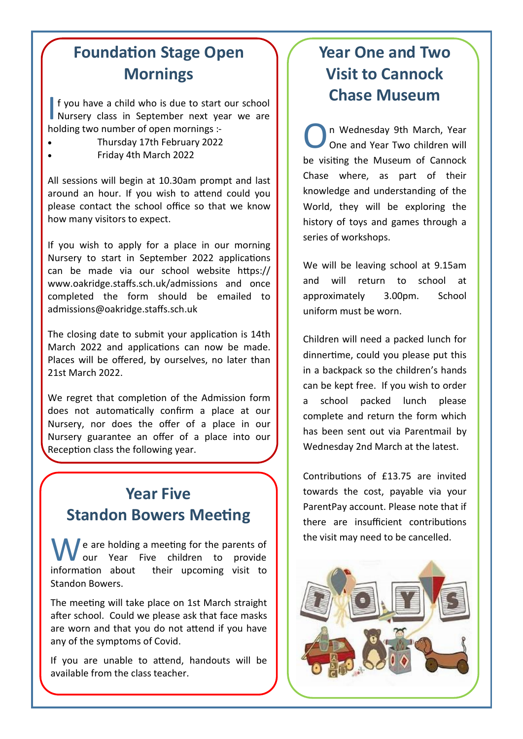## Foundation Stage Open Mornings

If you have a child who is due to start our school Nursery class in September next year we are holding two number of open mornings :-

- Thursday 17th February 2022
- Friday 4th March 2022

All sessions will begin at 10.30am prompt and last around an hour. If you wish to attend could you please contact the school office so that we know how many visitors to expect.

If you wish to apply for a place in our morning Nursery to start in September 2022 applications can be made via our school website https://www.oakridge.staffs.sch.uk/admissions and once completed the form should be emailed to admissions@oakridge.staffs.sch.uk

The closing date to submit your application is 14th March 2022 and applications can now be made. Places will be offered, by ourselves, no later than 21st March 2022.

We regret that completion of the Admission form does not automatically confirm a place at our Nursery, nor does the offer of a place in our Nursery guarantee an offer of a place into our Reception class the following year.

## Year Five Standon Bowers Meeting

We are holding a meeting for the parents of our Year Five children to provide information about their upcoming visit to Standon Bowers.

The meeting will take place on 1st March straight after school. Could we please ask that face masks are worn and that you do not attend if you have any of the symptoms of Covid.

If you are unable to attend, handouts will be available from the class teacher.

## Year One and Two Visit to Cannock Chase Museum

On Wednesday 9th March, Year One and Year Two children will be visiting the Museum of Cannock Chase where, as part of their knowledge and understanding of the World, they will be exploring the history of toys and games through a series of workshops.

We will be leaving school at 9.15am and will return to school at approximately 3.00pm. School uniform must be worn.

Children will need a packed lunch for dinnertime, could you please put this in a backpack so the children's hands can be kept free. If you wish to order a school packed lunch please complete and return the form which has been sent out via Parentmail by Wednesday 2nd March at the latest.

Contributions of £13.75 are invited towards the cost, payable via your ParentPay account. Please note that if there are insufficient contributions the visit may need to be cancelled.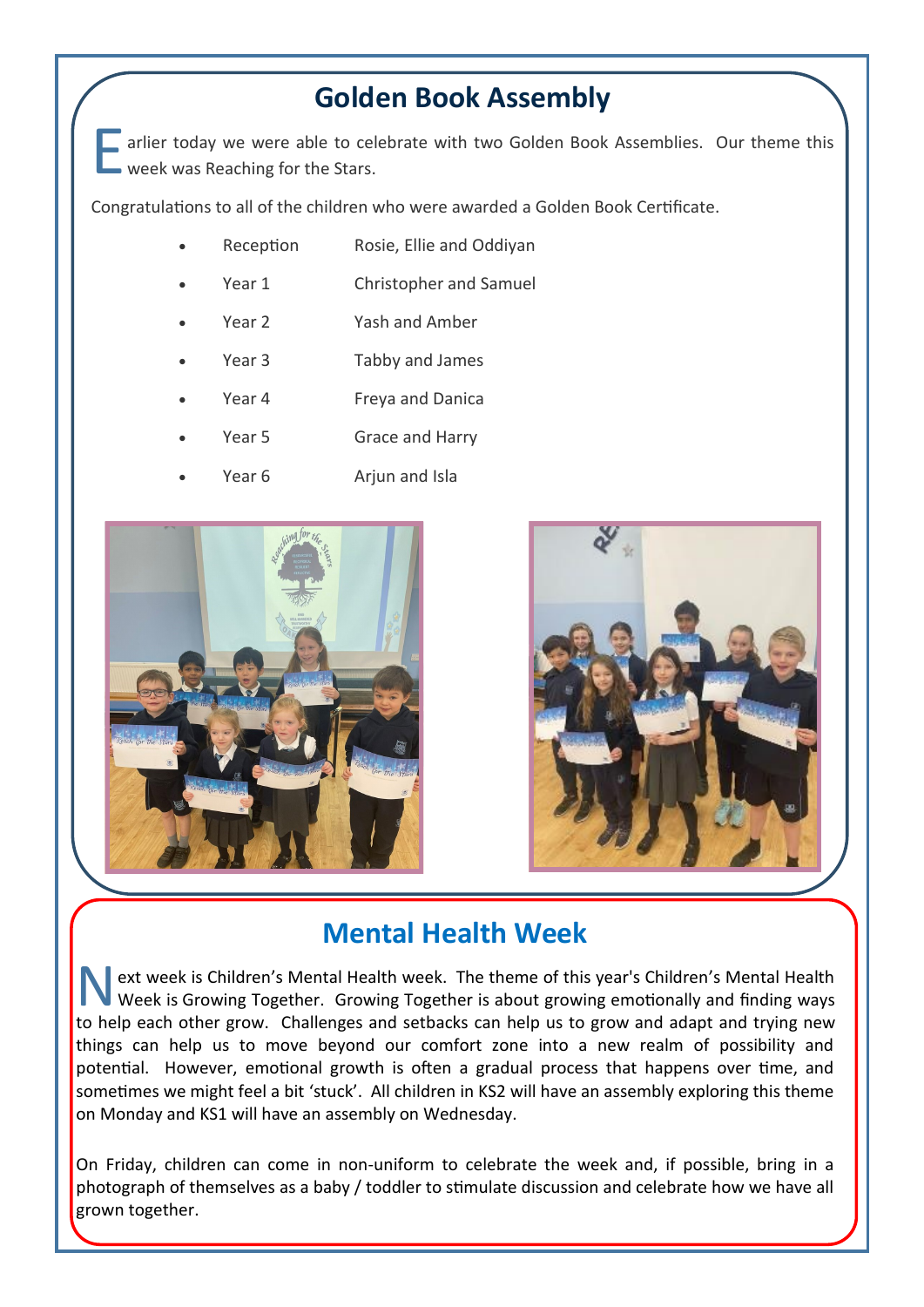## Golden Book Assembly

Earlier today we were able to celebrate with two Golden Book Assemblies. Our theme this week was Reaching for the Stars.

Congratulations to all of the children who were awarded a Golden Book Certificate.

- Reception — Rosie, Ellie and Oddiyan
- Year 1 — Christopher and Samuel
- Year 2 — Yash and Amber
- Year 3 — Tabby and James
- Year 4 — Freya and Danica
- Year 5 — Grace and Harry
- Year 6 — Arjun and Isla

## Mental Health Week

Next week is Children's Mental Health week. The theme of this year's Children's Mental Health Week is Growing Together. Growing Together is about growing emotionally and finding ways to help each other grow. Challenges and setbacks can help us to grow and adapt and trying new things can help us to move beyond our comfort zone into a new realm of possibility and potential. However, emotional growth is often a gradual process that happens over time, and sometimes we might feel a bit 'stuck'. All children in KS2 will have an assembly exploring this theme on Monday and KS1 will have an assembly on Wednesday.

On Friday, children can come in non-uniform to celebrate the week and, if possible, bring in a photograph of themselves as a baby / toddler to stimulate discussion and celebrate how we have all grown together.